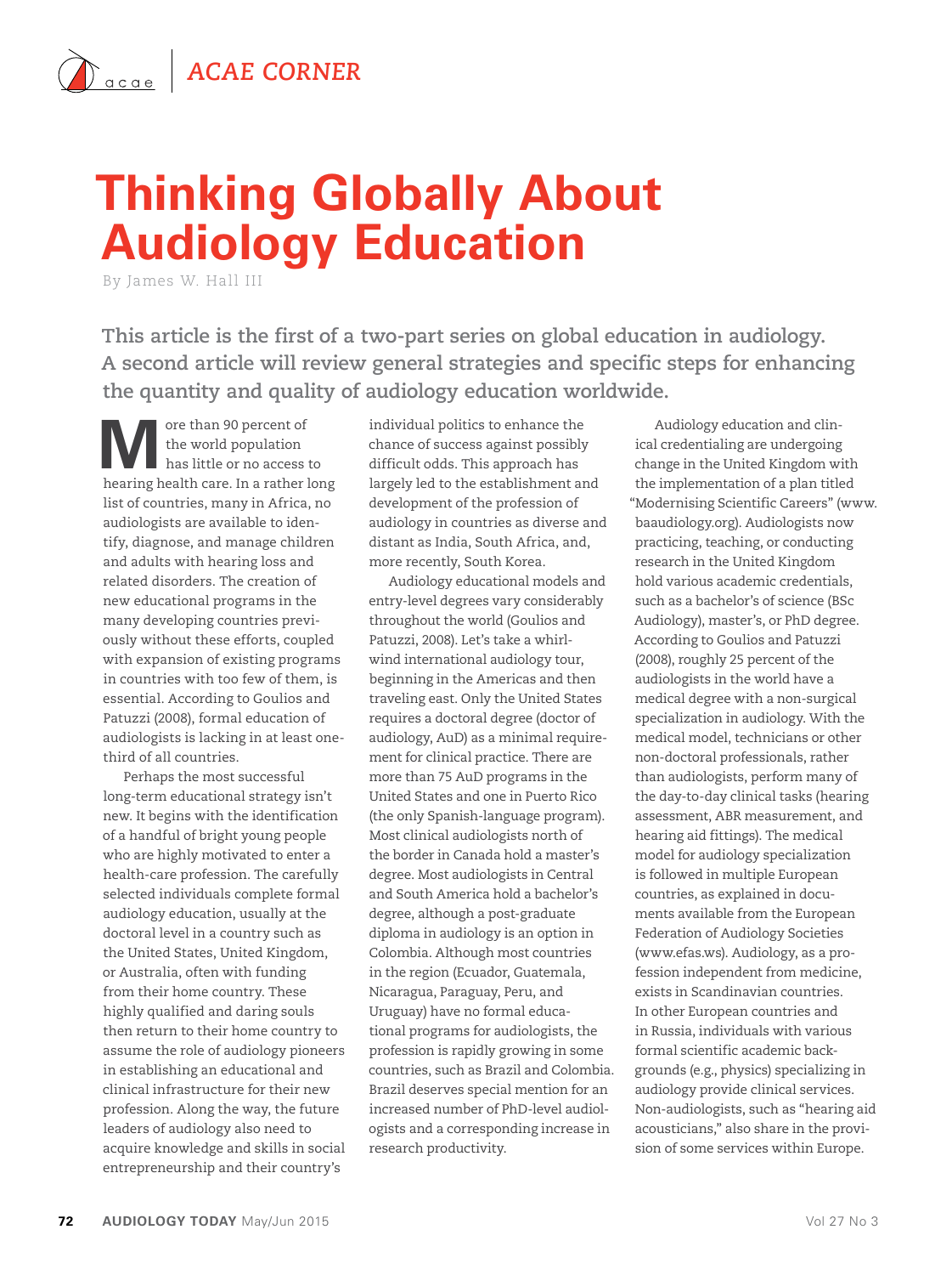ACAE CORNER

# Thinking Globally About Audiology Education

By James W. Hall III

**This article is the first of a two-part series on global education in audiology. A second article will review general strategies and specific steps for enhancing the quantity and quality of audiology education worldwide.**

More than 90 percent of the world population has little or no access to hearing health care. In a rather long list of countries, many in Africa, no audiologists are available to identify, diagnose, and manage children and adults with hearing loss and related disorders. The creation of new educational programs in the many developing countries previously without these efforts, coupled with expansion of existing programs in countries with too few of them, is essential. According to Goulios and Patuzzi (2008), formal education of audiologists is lacking in at least one-third of all countries.

Perhaps the most successful long-term educational strategy isn't new. It begins with the identification of a handful of bright young people who are highly motivated to enter a health-care profession. The carefully selected individuals complete formal audiology education, usually at the doctoral level in a country such as the United States, United Kingdom, or Australia, often with funding from their home country. These highly qualified and daring souls then return to their home country to assume the role of audiology pioneers in establishing an educational and clinical infrastructure for their new profession. Along the way, the future leaders of audiology also need to acquire knowledge and skills in social entrepreneurship and their country's individual politics to enhance the chance of success against possibly difficult odds. This approach has largely led to the establishment and development of the profession of audiology in countries as diverse and distant as India, South Africa, and, more recently, South Korea.

Audiology educational models and entry-level degrees vary considerably throughout the world (Goulios and Patuzzi, 2008). Let's take a whirlwind international audiology tour, beginning in the Americas and then traveling east. Only the United States requires a doctoral degree (doctor of audiology, AuD) as a minimal requirement for clinical practice. There are more than 75 AuD programs in the United States and one in Puerto Rico (the only Spanish-language program). Most clinical audiologists north of the border in Canada hold a master's degree. Most audiologists in Central and South America hold a bachelor's degree, although a post-graduate diploma in audiology is an option in Colombia. Although most countries in the region (Ecuador, Guatemala, Nicaragua, Paraguay, Peru, and Uruguay) have no formal educational programs for audiologists, the profession is rapidly growing in some countries, such as Brazil and Colombia. Brazil deserves special mention for an increased number of PhD-level audiologists and a corresponding increase in research productivity.

Audiology education and clinical credentialing are undergoing change in the United Kingdom with the implementation of a plan titled "Modernising Scientific Careers" (www.baaudiology.org). Audiologists now practicing, teaching, or conducting research in the United Kingdom hold various academic credentials, such as a bachelor's of science (BSc Audiology), master's, or PhD degree. According to Goulios and Patuzzi (2008), roughly 25 percent of the audiologists in the world have a medical degree with a non-surgical specialization in audiology. With the medical model, technicians or other non-doctoral professionals, rather than audiologists, perform many of the day-to-day clinical tasks (hearing assessment, ABR measurement, and hearing aid fittings). The medical model for audiology specialization is followed in multiple European countries, as explained in documents available from the European Federation of Audiology Societies (www.efas.ws). Audiology, as a profession independent from medicine, exists in Scandinavian countries. In other European countries and in Russia, individuals with various formal scientific academic backgrounds (e.g., physics) specializing in audiology provide clinical services. Non-audiologists, such as "hearing aid acousticians," also share in the provision of some services within Europe.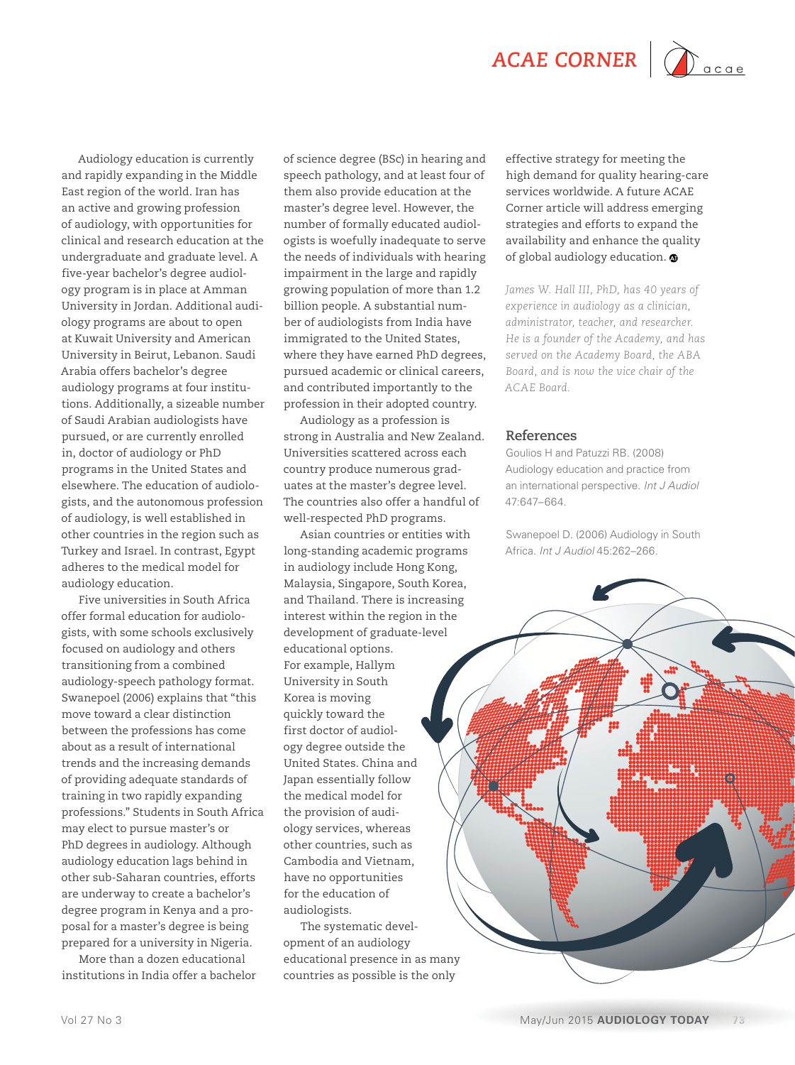Audiology education is currently and rapidly expanding in the Middle East region of the world. Iran has an active and growing profession of audiology, with opportunities for clinical and research education at the undergraduate and graduate level. A five-year bachelor's degree audiology program is in place at Amman University in Jordan. Additional audiology programs are about to open at Kuwait University and American University in Beirut, Lebanon. Saudi Arabia offers bachelor's degree audiology programs at four institutions. Additionally, a sizeable number of Saudi Arabian audiologists have pursued, or are currently enrolled in, doctor of audiology or PhD programs in the United States and elsewhere. The education of audiologists, and the autonomous profession of audiology, is well established in other countries in the region such as Turkey and Israel. In contrast, Egypt adheres to the medical model for audiology education.

Five universities in South Africa offer formal education for audiologists, with some schools exclusively focused on audiology and others transitioning from a combined audiology-speech pathology format. Swanepoel (2006) explains that "this move toward a clear distinction between the professions has come about as a result of international trends and the increasing demands of providing adequate standards of training in two rapidly expanding professions." Students in South Africa may elect to pursue master's or PhD degrees in audiology. Although audiology education lags behind in other sub-Saharan countries, efforts are underway to create a bachelor's degree program in Kenya and a proposal for a master's degree is being prepared for a university in Nigeria.

More than a dozen educational institutions in India offer a bachelor of science degree (BSc) in hearing and speech pathology, and at least four of them also provide education at the master's degree level. However, the number of formally educated audiologists is woefully inadequate to serve the needs of individuals with hearing impairment in the large and rapidly growing population of more than 1.2 billion people. A substantial number of audiologists from India have immigrated to the United States, where they have earned PhD degrees, pursued academic or clinical careers, and contributed importantly to the profession in their adopted country.

Audiology as a profession is strong in Australia and New Zealand. Universities scattered across each country produce numerous graduates at the master's degree level. The countries also offer a handful of well-respected PhD programs.

Asian countries or entities with long-standing academic programs in audiology include Hong Kong, Malaysia, Singapore, South Korea, and Thailand. There is increasing interest within the region in the development of graduate-level educational options. For example, Hallym University in South Korea is moving quickly toward the first doctor of audiology degree outside the United States. China and Japan essentially follow the medical model for the provision of audiology services, whereas other countries, such as Cambodia and Vietnam, have no opportunities for the education of audiologists.

The systematic development of an audiology educational presence in as many countries as possible is the only effective strategy for meeting the high demand for quality hearing-care services worldwide. A future ACAE Corner article will address emerging strategies and efforts to expand the availability and enhance the quality of global audiology education.

*James W. Hall III, PhD, has 40 years of experience in audiology as a clinician, administrator, teacher, and researcher. He is a founder of the Academy, and has served on the Academy Board, the ABA Board, and is now the vice chair of the ACAE Board.*

## References

Goulios H and Patuzzi RB. (2008) Audiology education and practice from an international perspective. *Int J Audiol* 47:647–664.

Swanepoel D. (2006) Audiology in South Africa. *Int J Audiol* 45:262–266.